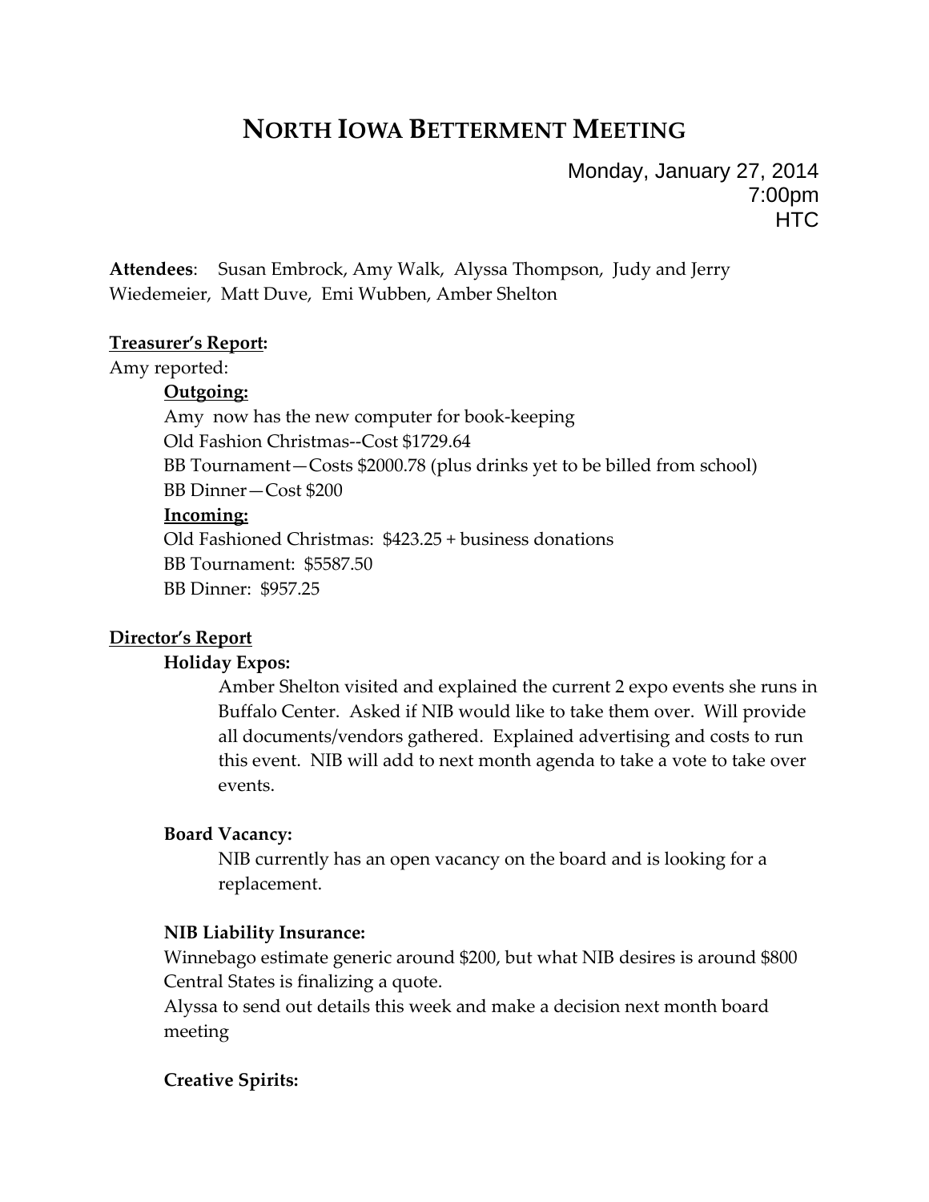# North Iowa Betterment Meeting

Monday, January 27, 2014
7:00pm
HTC

**Attendees**: Susan Embrock, Amy Walk, Alyssa Thompson, Judy and Jerry Wiedemeier, Matt Duve, Emi Wubben, Amber Shelton

**Treasurer's Report:**

Amy reported:

**Outgoing:**

Amy now has the new computer for book-keeping
Old Fashion Christmas--Cost $1729.64
BB Tournament—Costs $2000.78 (plus drinks yet to be billed from school)
BB Dinner—Cost $200

**Incoming:**

Old Fashioned Christmas: $423.25 + business donations
BB Tournament: $5587.50
BB Dinner: $957.25

**Director's Report**

**Holiday Expos:**

Amber Shelton visited and explained the current 2 expo events she runs in Buffalo Center. Asked if NIB would like to take them over. Will provide all documents/vendors gathered. Explained advertising and costs to run this event. NIB will add to next month agenda to take a vote to take over events.

**Board Vacancy:**

NIB currently has an open vacancy on the board and is looking for a replacement.

**NIB Liability Insurance:**

Winnebago estimate generic around $200, but what NIB desires is around $800
Central States is finalizing a quote.
Alyssa to send out details this week and make a decision next month board meeting

**Creative Spirits:**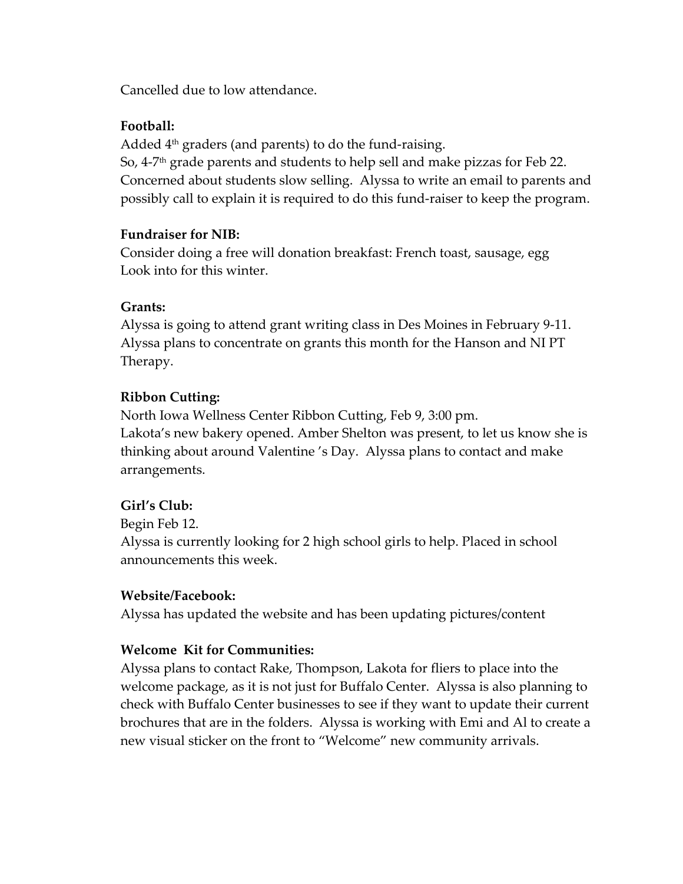Cancelled due to low attendance.

**Football:**

Added 4th graders (and parents) to do the fund-raising.
So, 4-7th grade parents and students to help sell and make pizzas for Feb 22. Concerned about students slow selling. Alyssa to write an email to parents and possibly call to explain it is required to do this fund-raiser to keep the program.

**Fundraiser for NIB:**

Consider doing a free will donation breakfast: French toast, sausage, egg
Look into for this winter.

**Grants:**

Alyssa is going to attend grant writing class in Des Moines in February 9-11. Alyssa plans to concentrate on grants this month for the Hanson and NI PT Therapy.

**Ribbon Cutting:**

North Iowa Wellness Center Ribbon Cutting, Feb 9, 3:00 pm.
Lakota's new bakery opened. Amber Shelton was present, to let us know she is thinking about around Valentine 's Day. Alyssa plans to contact and make arrangements.

**Girl's Club:**

Begin Feb 12.
Alyssa is currently looking for 2 high school girls to help. Placed in school announcements this week.

**Website/Facebook:**

Alyssa has updated the website and has been updating pictures/content

**Welcome Kit for Communities:**

Alyssa plans to contact Rake, Thompson, Lakota for fliers to place into the welcome package, as it is not just for Buffalo Center. Alyssa is also planning to check with Buffalo Center businesses to see if they want to update their current brochures that are in the folders. Alyssa is working with Emi and Al to create a new visual sticker on the front to "Welcome" new community arrivals.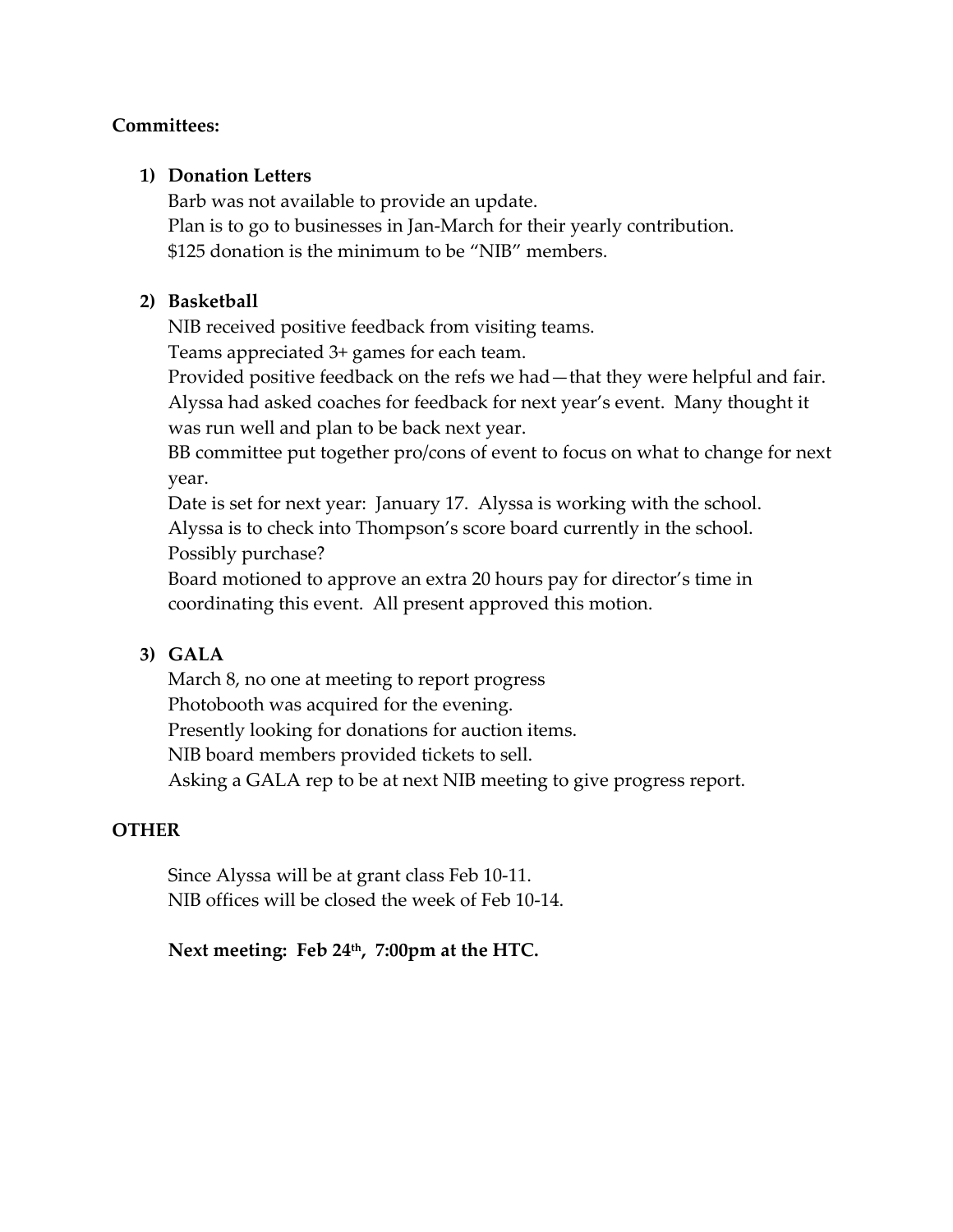**Committees:**

1) **Donation Letters**
   Barb was not available to provide an update.
   Plan is to go to businesses in Jan-March for their yearly contribution.
   $125 donation is the minimum to be "NIB" members.

2) **Basketball**
   NIB received positive feedback from visiting teams.
   Teams appreciated 3+ games for each team.
   Provided positive feedback on the refs we had—that they were helpful and fair.
   Alyssa had asked coaches for feedback for next year's event. Many thought it was run well and plan to be back next year.
   BB committee put together pro/cons of event to focus on what to change for next year.
   Date is set for next year: January 17. Alyssa is working with the school.
   Alyssa is to check into Thompson's score board currently in the school.
   Possibly purchase?
   Board motioned to approve an extra 20 hours pay for director's time in coordinating this event. All present approved this motion.

3) **GALA**
   March 8, no one at meeting to report progress
   Photobooth was acquired for the evening.
   Presently looking for donations for auction items.
   NIB board members provided tickets to sell.
   Asking a GALA rep to be at next NIB meeting to give progress report.

**OTHER**

Since Alyssa will be at grant class Feb 10-11.
NIB offices will be closed the week of Feb 10-14.

**Next meeting: Feb 24th, 7:00pm at the HTC.**